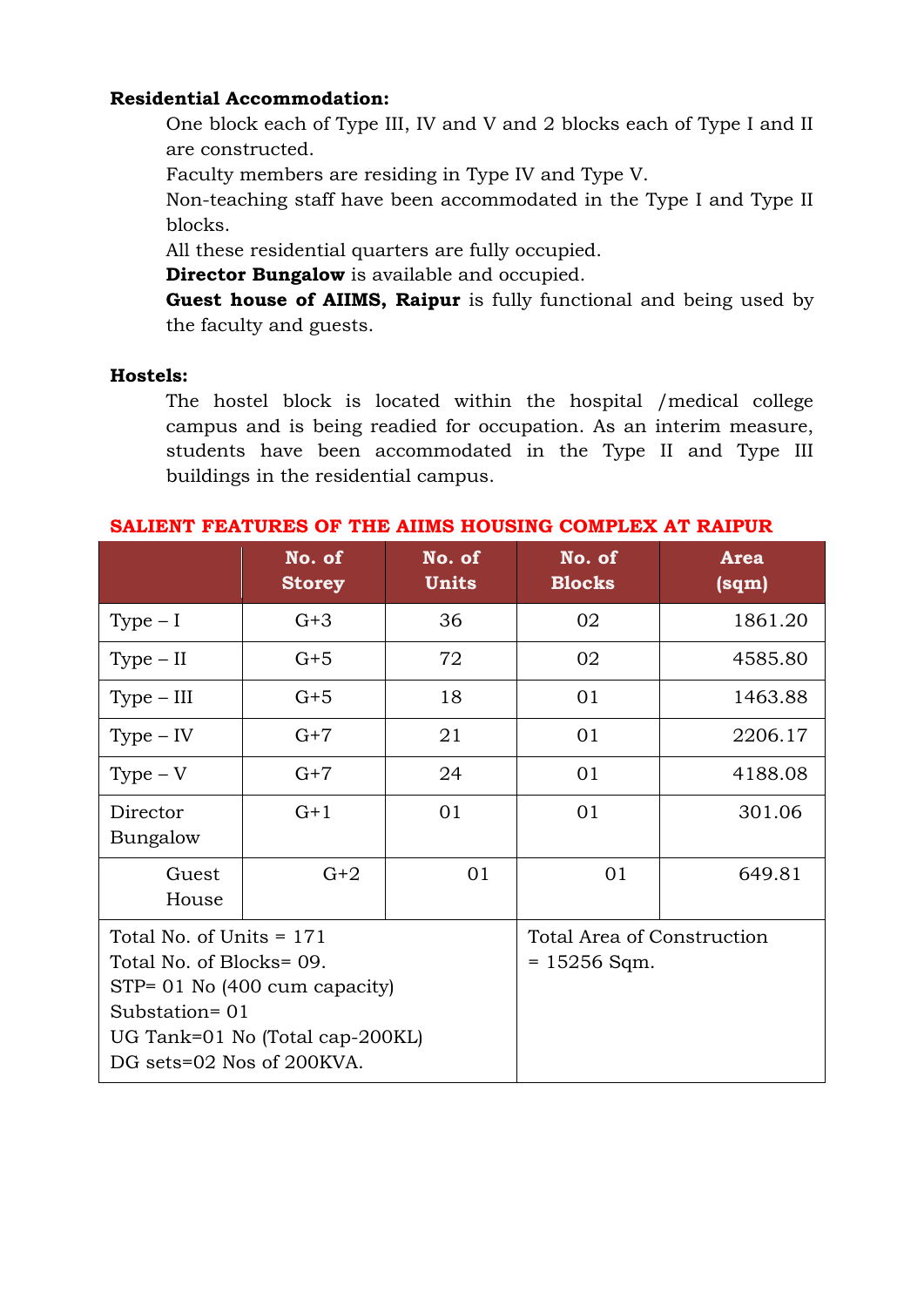**Residential Accommodation:**

One block each of Type III, IV and V and 2 blocks each of Type I and II are constructed.

Faculty members are residing in Type IV and Type V.

Non-teaching staff have been accommodated in the Type I and Type II blocks.

All these residential quarters are fully occupied.

**Director Bungalow** is available and occupied.

**Guest house of AIIMS, Raipur** is fully functional and being used by the faculty and guests.

**Hostels:**

The hostel block is located within the hospital /medical college campus and is being readied for occupation. As an interim measure, students have been accommodated in the Type II and Type III buildings in the residential campus.

**SALIENT FEATURES OF THE AIIMS HOUSING COMPLEX AT RAIPUR**

| | No. of Storey | No. of Units | No. of Blocks | Area (sqm) |
|---|---|---|---|---|
| Type – I | G+3 | 36 | 02 | 1861.20 |
| Type – II | G+5 | 72 | 02 | 4585.80 |
| Type – III | G+5 | 18 | 01 | 1463.88 |
| Type – IV | G+7 | 21 | 01 | 2206.17 |
| Type – V | G+7 | 24 | 01 | 4188.08 |
| Director Bungalow | G+1 | 01 | 01 | 301.06 |
| Guest House | G+2 | 01 | 01 | 649.81 |
| Total No. of Units = 171<br>Total No. of Blocks= 09.<br>STP= 01 No (400 cum capacity)<br>Substation= 01<br>UG Tank=01 No (Total cap-200KL)<br>DG sets=02 Nos of 200KVA. | | | Total Area of Construction = 15256 Sqm. | |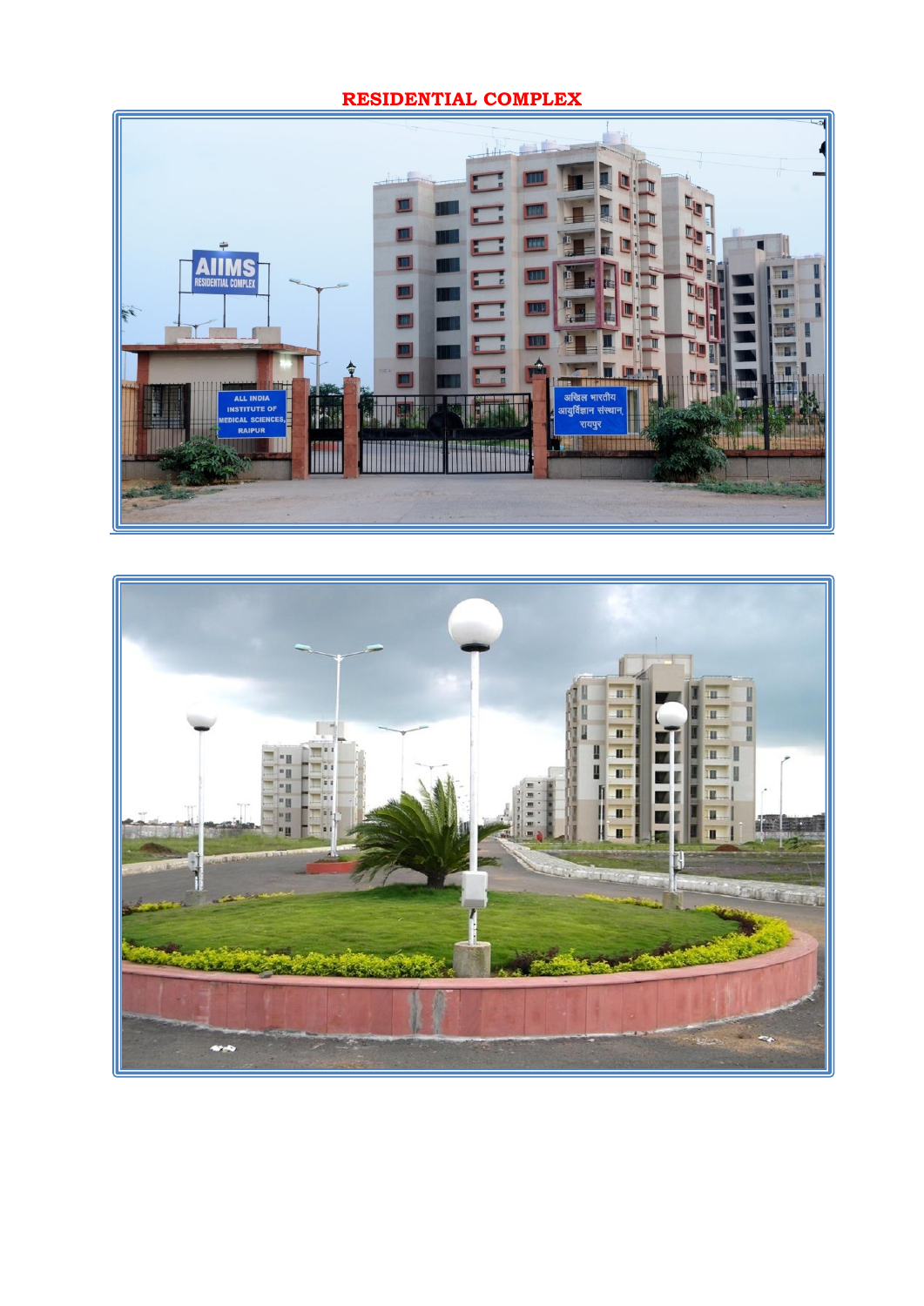# RESIDENTIAL COMPLEX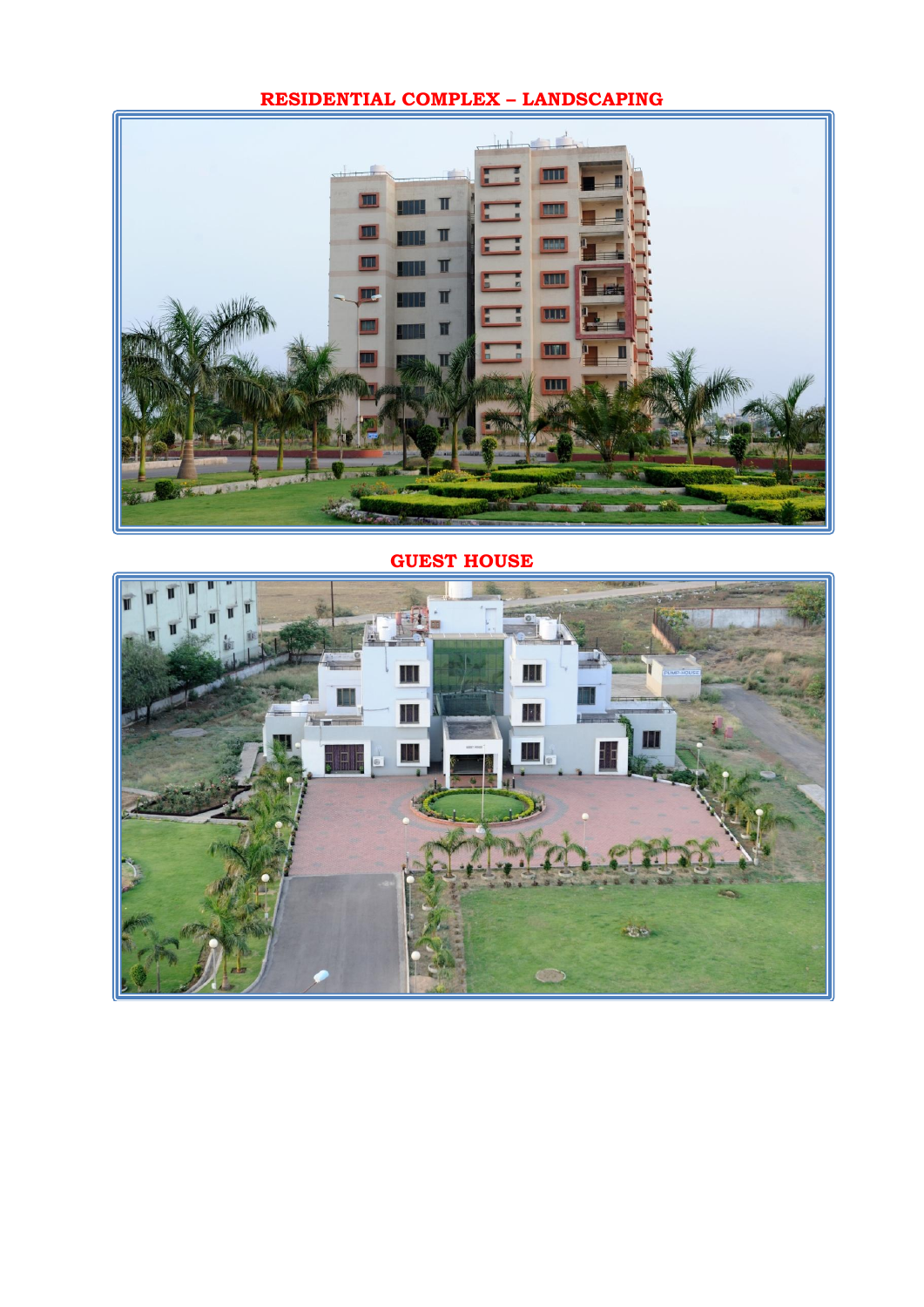## RESIDENTIAL COMPLEX – LANDSCAPING

## GUEST HOUSE